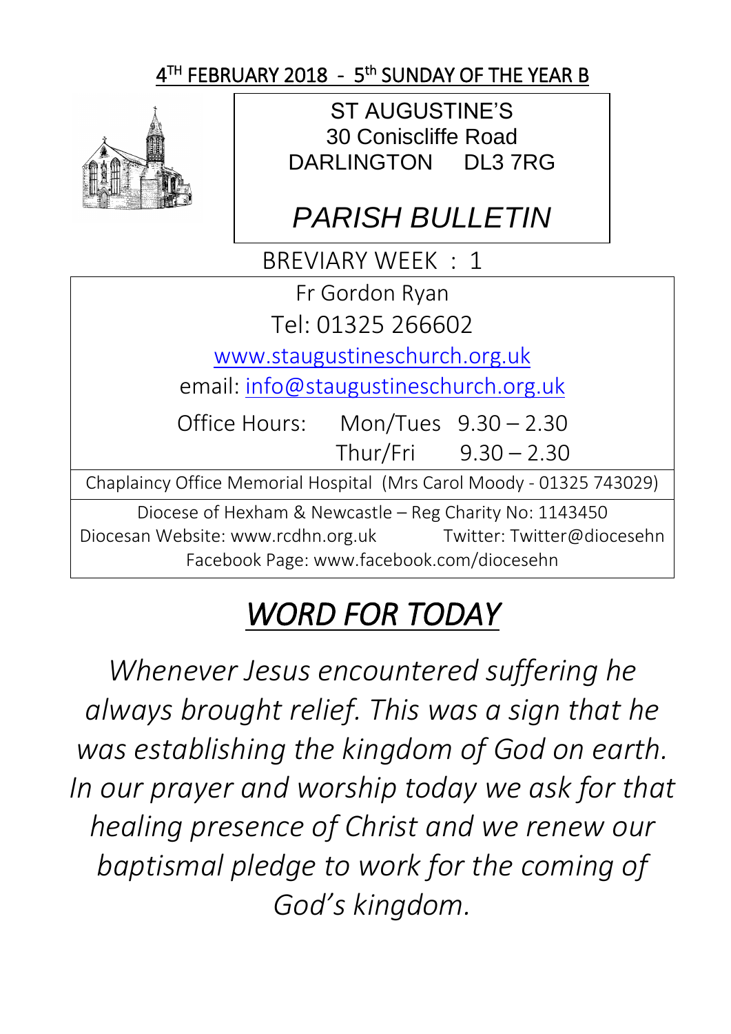4TH FEBRUARY 2018 - 5th SUNDAY OF THE YEAR B

ST AUGUSTINE'S
30 Coniscliffe Road
DARLINGTON DL3 7RG

# *PARISH BULLETIN*

BREVIARY WEEK : 1

Fr Gordon Ryan
Tel: 01325 266602
www.staugustineschurch.org.uk
email: info@staugustineschurch.org.uk

Office Hours: Mon/Tues 9.30 – 2.30
Thur/Fri 9.30 – 2.30

Chaplaincy Office Memorial Hospital (Mrs Carol Moody - 01325 743029)

Diocese of Hexham & Newcastle – Reg Charity No: 1143450
Diocesan Website: www.rcdhn.org.uk Twitter: Twitter@diocesehn
Facebook Page: www.facebook.com/diocesehn

# *WORD FOR TODAY*

*Whenever Jesus encountered suffering he always brought relief. This was a sign that he was establishing the kingdom of God on earth. In our prayer and worship today we ask for that healing presence of Christ and we renew our baptismal pledge to work for the coming of God's kingdom.*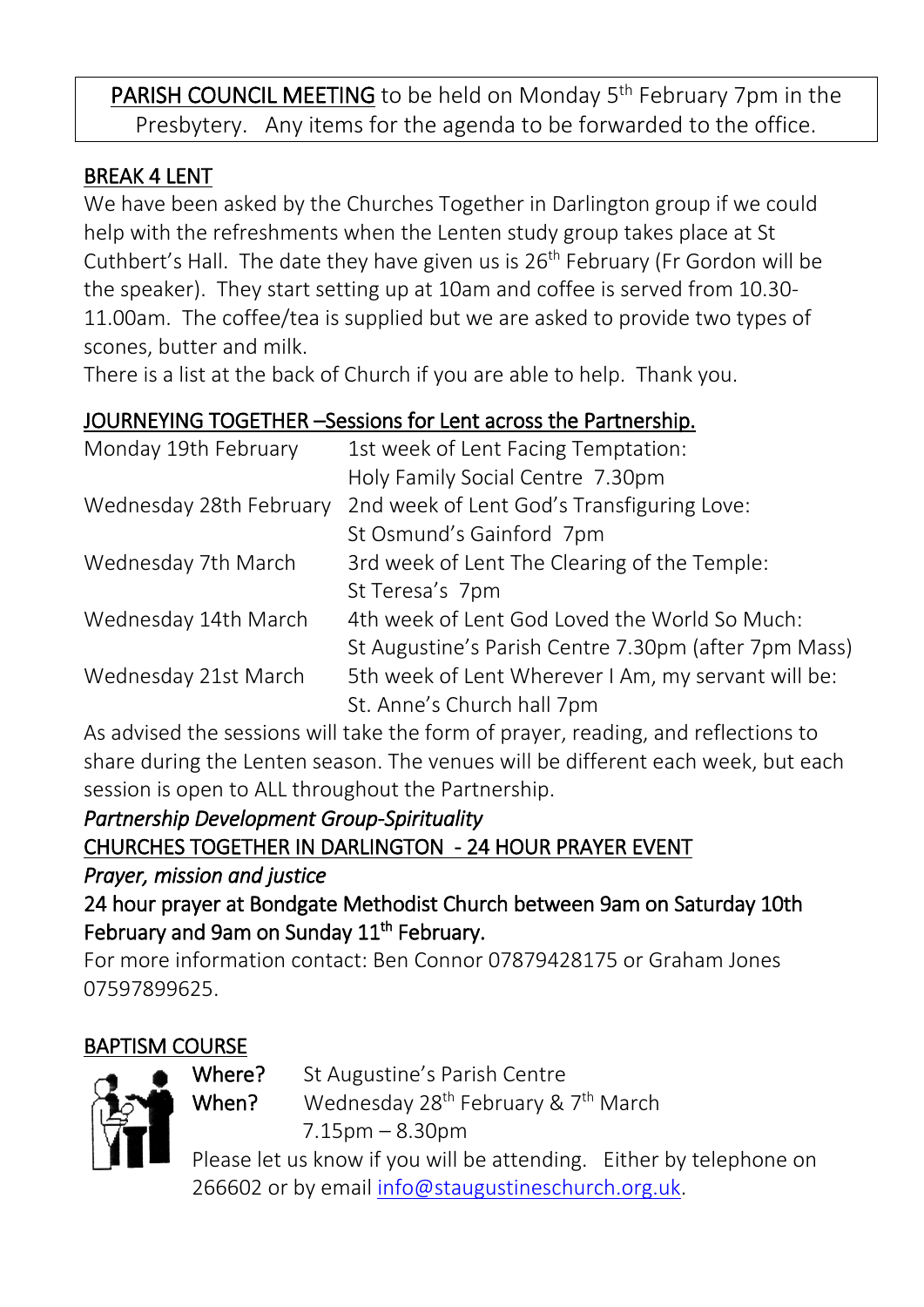**PARISH COUNCIL MEETING** to be held on Monday 5th February 7pm in the Presbytery. Any items for the agenda to be forwarded to the office.

## BREAK 4 LENT

We have been asked by the Churches Together in Darlington group if we could help with the refreshments when the Lenten study group takes place at St Cuthbert's Hall. The date they have given us is 26th February (Fr Gordon will be the speaker). They start setting up at 10am and coffee is served from 10.30-11.00am. The coffee/tea is supplied but we are asked to provide two types of scones, butter and milk.

There is a list at the back of Church if you are able to help. Thank you.

## JOURNEYING TOGETHER –Sessions for Lent across the Partnership.

| | |
|---|---|
| Monday 19th February | 1st week of Lent Facing Temptation: Holy Family Social Centre 7.30pm |
| Wednesday 28th February | 2nd week of Lent God's Transfiguring Love: St Osmund's Gainford 7pm |
| Wednesday 7th March | 3rd week of Lent The Clearing of the Temple: St Teresa's 7pm |
| Wednesday 14th March | 4th week of Lent God Loved the World So Much: St Augustine's Parish Centre 7.30pm (after 7pm Mass) |
| Wednesday 21st March | 5th week of Lent Wherever I Am, my servant will be: St. Anne's Church hall 7pm |

As advised the sessions will take the form of prayer, reading, and reflections to share during the Lenten season. The venues will be different each week, but each session is open to ALL throughout the Partnership.

*Partnership Development Group-Spirituality*

## CHURCHES TOGETHER IN DARLINGTON - 24 HOUR PRAYER EVENT

*Prayer, mission and justice*

**24 hour prayer at Bondgate Methodist Church between 9am on Saturday 10th February and 9am on Sunday 11th February.**

For more information contact: Ben Connor 07879428175 or Graham Jones 07597899625.

## BAPTISM COURSE

**Where?** St Augustine's Parish Centre

**When?** Wednesday 28th February & 7th March 7.15pm – 8.30pm

Please let us know if you will be attending. Either by telephone on 266602 or by email info@staugustineschurch.org.uk.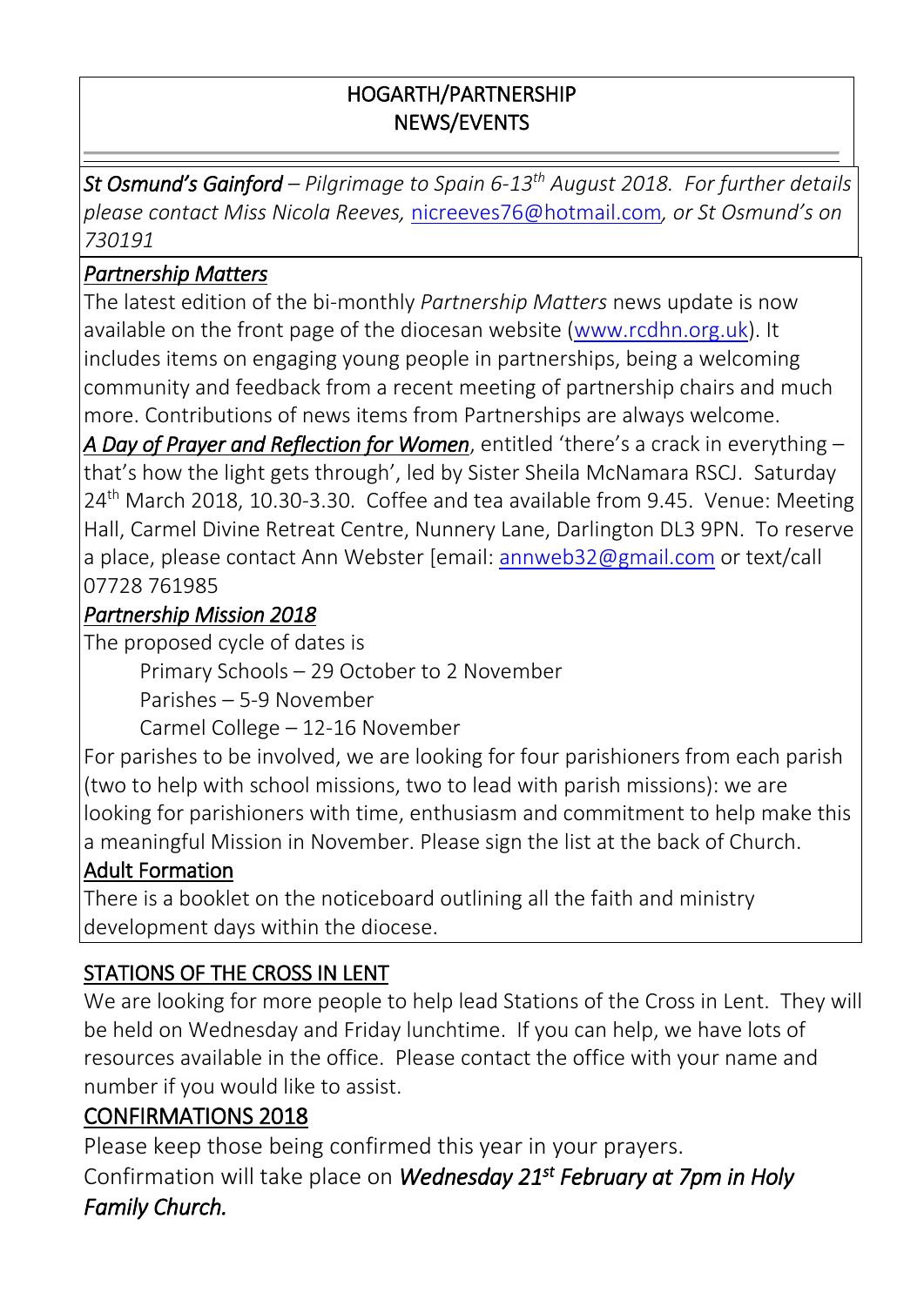## HOGARTH/PARTNERSHIP NEWS/EVENTS

***St Osmund's Gainford*** *– Pilgrimage to Spain 6-13th August 2018. For further details please contact Miss Nicola Reeves,* nicreeves76@hotmail.com*, or St Osmund's on 730191*

***Partnership Matters***

The latest edition of the bi-monthly *Partnership Matters* news update is now available on the front page of the diocesan website (www.rcdhn.org.uk). It includes items on engaging young people in partnerships, being a welcoming community and feedback from a recent meeting of partnership chairs and much more. Contributions of news items from Partnerships are always welcome.

***A Day of Prayer and Reflection for Women***, entitled 'there's a crack in everything – that's how the light gets through', led by Sister Sheila McNamara RSCJ. Saturday 24th March 2018, 10.30-3.30. Coffee and tea available from 9.45. Venue: Meeting Hall, Carmel Divine Retreat Centre, Nunnery Lane, Darlington DL3 9PN. To reserve a place, please contact Ann Webster [email: annweb32@gmail.com or text/call 07728 761985

***Partnership Mission 2018***

The proposed cycle of dates is

- Primary Schools – 29 October to 2 November
- Parishes – 5-9 November
- Carmel College – 12-16 November

For parishes to be involved, we are looking for four parishioners from each parish (two to help with school missions, two to lead with parish missions): we are looking for parishioners with time, enthusiasm and commitment to help make this a meaningful Mission in November. Please sign the list at the back of Church.

**Adult Formation**

There is a booklet on the noticeboard outlining all the faith and ministry development days within the diocese.

## STATIONS OF THE CROSS IN LENT

We are looking for more people to help lead Stations of the Cross in Lent. They will be held on Wednesday and Friday lunchtime. If you can help, we have lots of resources available in the office. Please contact the office with your name and number if you would like to assist.

## CONFIRMATIONS 2018

Please keep those being confirmed this year in your prayers.

Confirmation will take place on ***Wednesday 21st February at 7pm in Holy Family Church.***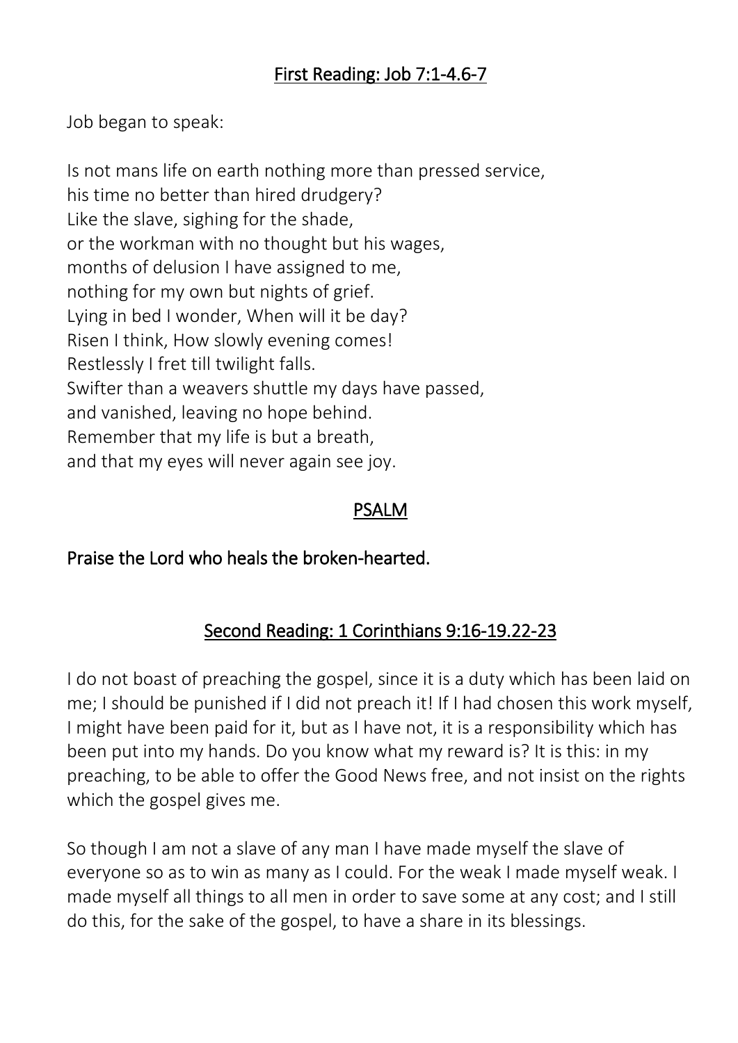## First Reading: Job 7:1-4.6-7

Job began to speak:

Is not mans life on earth nothing more than pressed service,
his time no better than hired drudgery?
Like the slave, sighing for the shade,
or the workman with no thought but his wages,
months of delusion I have assigned to me,
nothing for my own but nights of grief.
Lying in bed I wonder, When will it be day?
Risen I think, How slowly evening comes!
Restlessly I fret till twilight falls.
Swifter than a weavers shuttle my days have passed,
and vanished, leaving no hope behind.
Remember that my life is but a breath,
and that my eyes will never again see joy.

## PSALM

Praise the Lord who heals the broken-hearted.

## Second Reading: 1 Corinthians 9:16-19.22-23

I do not boast of preaching the gospel, since it is a duty which has been laid on me; I should be punished if I did not preach it! If I had chosen this work myself, I might have been paid for it, but as I have not, it is a responsibility which has been put into my hands. Do you know what my reward is? It is this: in my preaching, to be able to offer the Good News free, and not insist on the rights which the gospel gives me.

So though I am not a slave of any man I have made myself the slave of everyone so as to win as many as I could. For the weak I made myself weak. I made myself all things to all men in order to save some at any cost; and I still do this, for the sake of the gospel, to have a share in its blessings.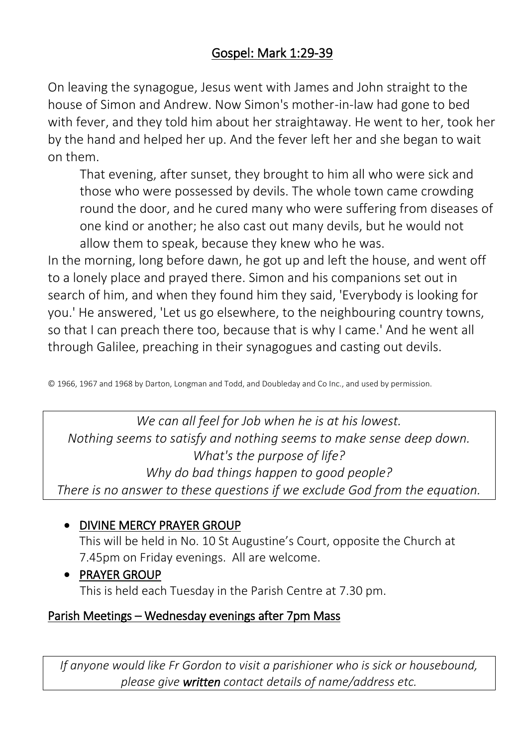## Gospel: Mark 1:29-39

On leaving the synagogue, Jesus went with James and John straight to the house of Simon and Andrew. Now Simon's mother-in-law had gone to bed with fever, and they told him about her straightaway. He went to her, took her by the hand and helped her up. And the fever left her and she began to wait on them.

That evening, after sunset, they brought to him all who were sick and those who were possessed by devils. The whole town came crowding round the door, and he cured many who were suffering from diseases of one kind or another; he also cast out many devils, but he would not allow them to speak, because they knew who he was.

In the morning, long before dawn, he got up and left the house, and went off to a lonely place and prayed there. Simon and his companions set out in search of him, and when they found him they said, 'Everybody is looking for you.' He answered, 'Let us go elsewhere, to the neighbouring country towns, so that I can preach there too, because that is why I came.' And he went all through Galilee, preaching in their synagogues and casting out devils.

© 1966, 1967 and 1968 by Darton, Longman and Todd, and Doubleday and Co Inc., and used by permission.

*We can all feel for Job when he is at his lowest.*
*Nothing seems to satisfy and nothing seems to make sense deep down.*
*What's the purpose of life?*
*Why do bad things happen to good people?*
*There is no answer to these questions if we exclude God from the equation.*

- DIVINE MERCY PRAYER GROUP
  This will be held in No. 10 St Augustine's Court, opposite the Church at 7.45pm on Friday evenings. All are welcome.
- PRAYER GROUP
  This is held each Tuesday in the Parish Centre at 7.30 pm.

Parish Meetings – Wednesday evenings after 7pm Mass

*If anyone would like Fr Gordon to visit a parishioner who is sick or housebound, please give* ***written*** *contact details of name/address etc.*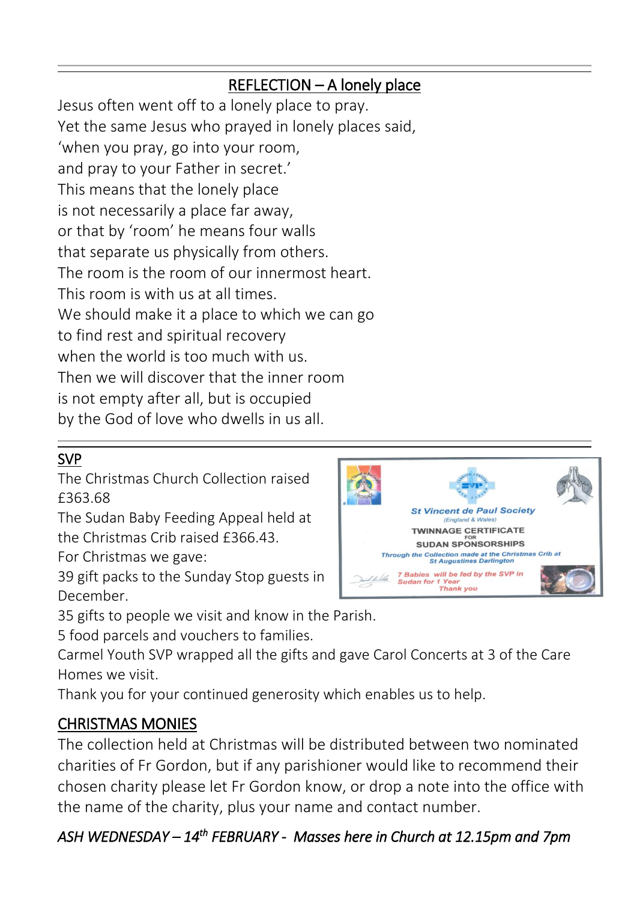## REFLECTION – A lonely place

Jesus often went off to a lonely place to pray.
Yet the same Jesus who prayed in lonely places said,
'when you pray, go into your room,
and pray to your Father in secret.'
This means that the lonely place
is not necessarily a place far away,
or that by 'room' he means four walls
that separate us physically from others.
The room is the room of our innermost heart.
This room is with us at all times.
We should make it a place to which we can go
to find rest and spiritual recovery
when the world is too much with us.
Then we will discover that the inner room
is not empty after all, but is occupied
by the God of love who dwells in us all.

---

## SVP

The Christmas Church Collection raised £363.68

The Sudan Baby Feeding Appeal held at the Christmas Crib raised £366.43.

For Christmas we gave:

39 gift packs to the Sunday Stop guests in December.

35 gifts to people we visit and know in the Parish.

5 food parcels and vouchers to families.

Carmel Youth SVP wrapped all the gifts and gave Carol Concerts at 3 of the Care Homes we visit.

Thank you for your continued generosity which enables us to help.

St Vincent de Paul Society
(England & Wales)
TWINNAGE CERTIFICATE FOR SUDAN SPONSORSHIPS
Through the Collection made at the Christmas Crib at St Augustines Darlington
7 Babies will be fed by the SVP in Sudan for 1 Year
Thank you

## CHRISTMAS MONIES

The collection held at Christmas will be distributed between two nominated charities of Fr Gordon, but if any parishioner would like to recommend their chosen charity please let Fr Gordon know, or drop a note into the office with the name of the charity, plus your name and contact number.

*ASH WEDNESDAY – 14th FEBRUARY - Masses here in Church at 12.15pm and 7pm*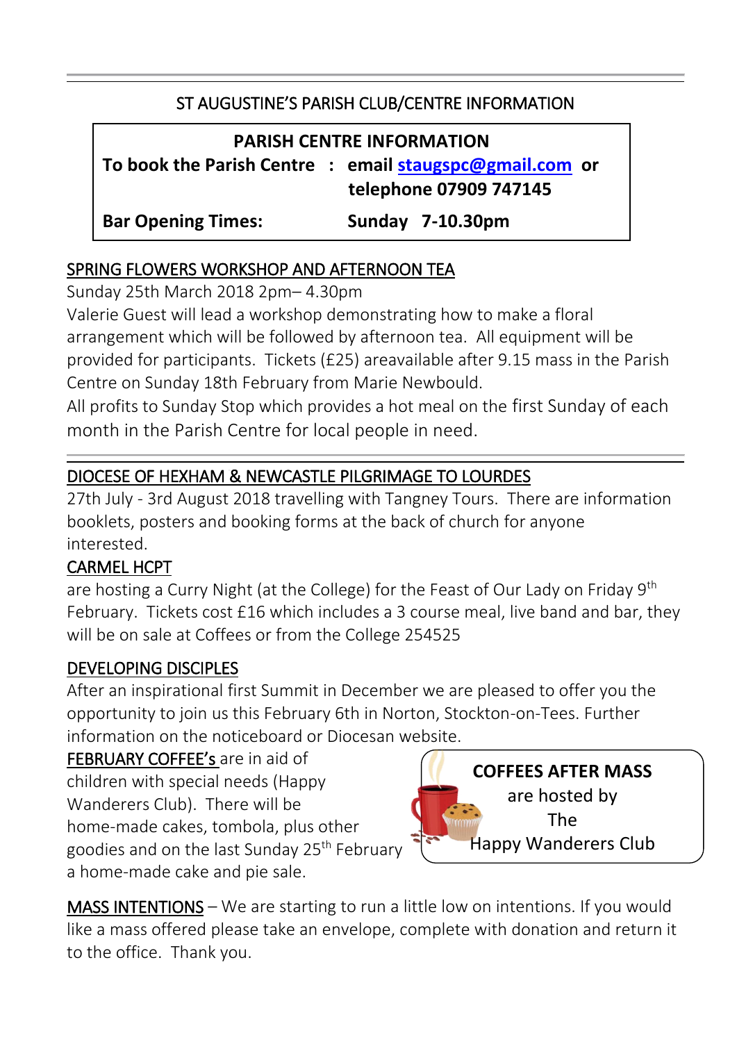## ST AUGUSTINE'S PARISH CLUB/CENTRE INFORMATION

**PARISH CENTRE INFORMATION**

**To book the Parish Centre : email staugspc@gmail.com or telephone 07909 747145**

**Bar Opening Times: Sunday 7-10.30pm**

### SPRING FLOWERS WORKSHOP AND AFTERNOON TEA

Sunday 25th March 2018 2pm– 4.30pm

Valerie Guest will lead a workshop demonstrating how to make a floral arrangement which will be followed by afternoon tea. All equipment will be provided for participants. Tickets (£25) areavailable after 9.15 mass in the Parish Centre on Sunday 18th February from Marie Newbould.

All profits to Sunday Stop which provides a hot meal on the first Sunday of each month in the Parish Centre for local people in need.

### DIOCESE OF HEXHAM & NEWCASTLE PILGRIMAGE TO LOURDES

27th July - 3rd August 2018 travelling with Tangney Tours. There are information booklets, posters and booking forms at the back of church for anyone interested.

### CARMEL HCPT

are hosting a Curry Night (at the College) for the Feast of Our Lady on Friday 9th February. Tickets cost £16 which includes a 3 course meal, live band and bar, they will be on sale at Coffees or from the College 254525

### DEVELOPING DISCIPLES

After an inspirational first Summit in December we are pleased to offer you the opportunity to join us this February 6th in Norton, Stockton-on-Tees. Further information on the noticeboard or Diocesan website.

FEBRUARY COFFEE'S are in aid of children with special needs (Happy Wanderers Club). There will be home-made cakes, tombola, plus other goodies and on the last Sunday 25th February a home-made cake and pie sale.

**COFFEES AFTER MASS**
are hosted by
The
Happy Wanderers Club

MASS INTENTIONS – We are starting to run a little low on intentions. If you would like a mass offered please take an envelope, complete with donation and return it to the office. Thank you.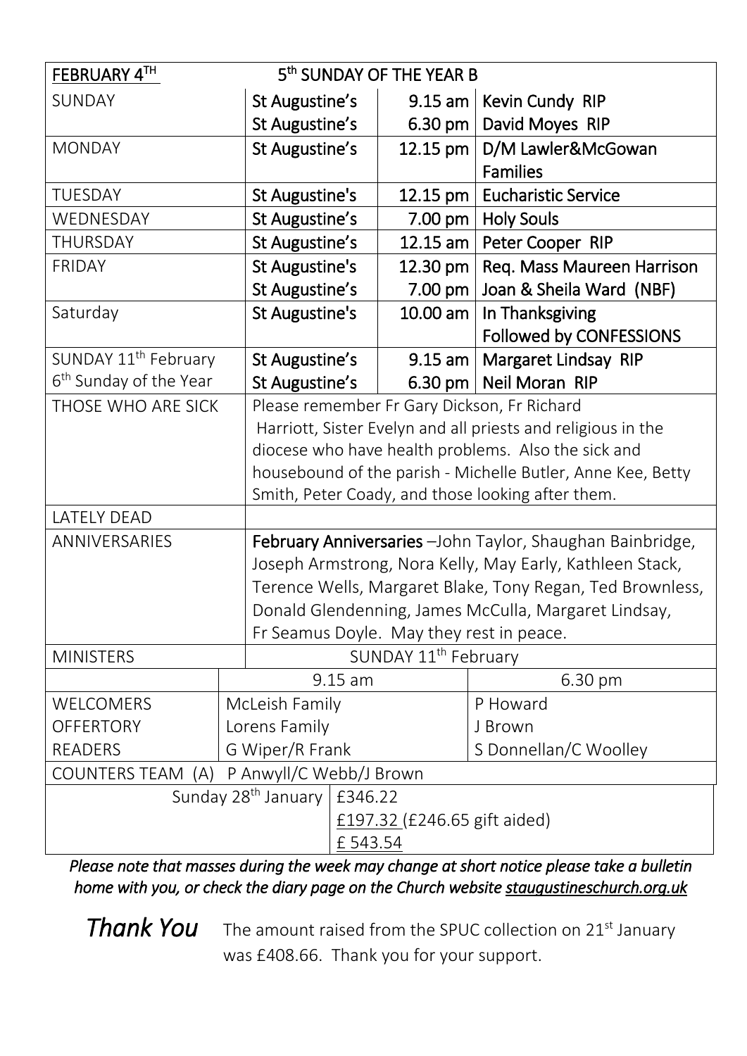| FEBRUARY 4TH | 5th SUNDAY OF THE YEAR B | | |
|---|---|---|---|
| SUNDAY | St Augustine's<br>St Augustine's | 9.15 am<br>6.30 pm | Kevin Cundy RIP<br>David Moyes RIP |
| MONDAY | St Augustine's | 12.15 pm | D/M Lawler&McGowan Families |
| TUESDAY | St Augustine's | 12.15 pm | Eucharistic Service |
| WEDNESDAY | St Augustine's | 7.00 pm | Holy Souls |
| THURSDAY | St Augustine's | 12.15 am | Peter Cooper RIP |
| FRIDAY | St Augustine's<br>St Augustine's | 12.30 pm<br>7.00 pm | Req. Mass Maureen Harrison<br>Joan & Sheila Ward (NBF) |
| Saturday | St Augustine's | 10.00 am | In Thanksgiving<br>Followed by CONFESSIONS |
| SUNDAY 11th February<br>6th Sunday of the Year | St Augustine's<br>St Augustine's | 9.15 am<br>6.30 pm | Margaret Lindsay RIP<br>Neil Moran RIP |
| THOSE WHO ARE SICK | Please remember Fr Gary Dickson, Fr Richard Harriott, Sister Evelyn and all priests and religious in the diocese who have health problems. Also the sick and housebound of the parish - Michelle Butler, Anne Kee, Betty Smith, Peter Coady, and those looking after them. | | |
| LATELY DEAD | | | |
| ANNIVERSARIES | **February Anniversaries** –John Taylor, Shaughan Bainbridge, Joseph Armstrong, Nora Kelly, May Early, Kathleen Stack, Terence Wells, Margaret Blake, Tony Regan, Ted Brownless, Donald Glendenning, James McCulla, Margaret Lindsay, Fr Seamus Doyle. May they rest in peace. | | |

| MINISTERS | SUNDAY 11th February | |
|---|---|---|
| | 9.15 am | 6.30 pm |
| WELCOMERS | McLeish Family | P Howard |
| OFFERTORY | Lorens Family | J Brown |
| READERS | G Wiper/R Frank | S Donnellan/C Woolley |
| COUNTERS TEAM (A) P Anwyll/C Webb/J Brown | | |

| | |
|---|---|
| Sunday 28th January | £346.22<br>£197.32 (£246.65 gift aided)<br>£ 543.54 |

*Please note that masses during the week may change at short notice please take a bulletin home with you, or check the diary page on the Church website staugustineschurch.org.uk*

*Thank You* The amount raised from the SPUC collection on 21st January was £408.66. Thank you for your support.